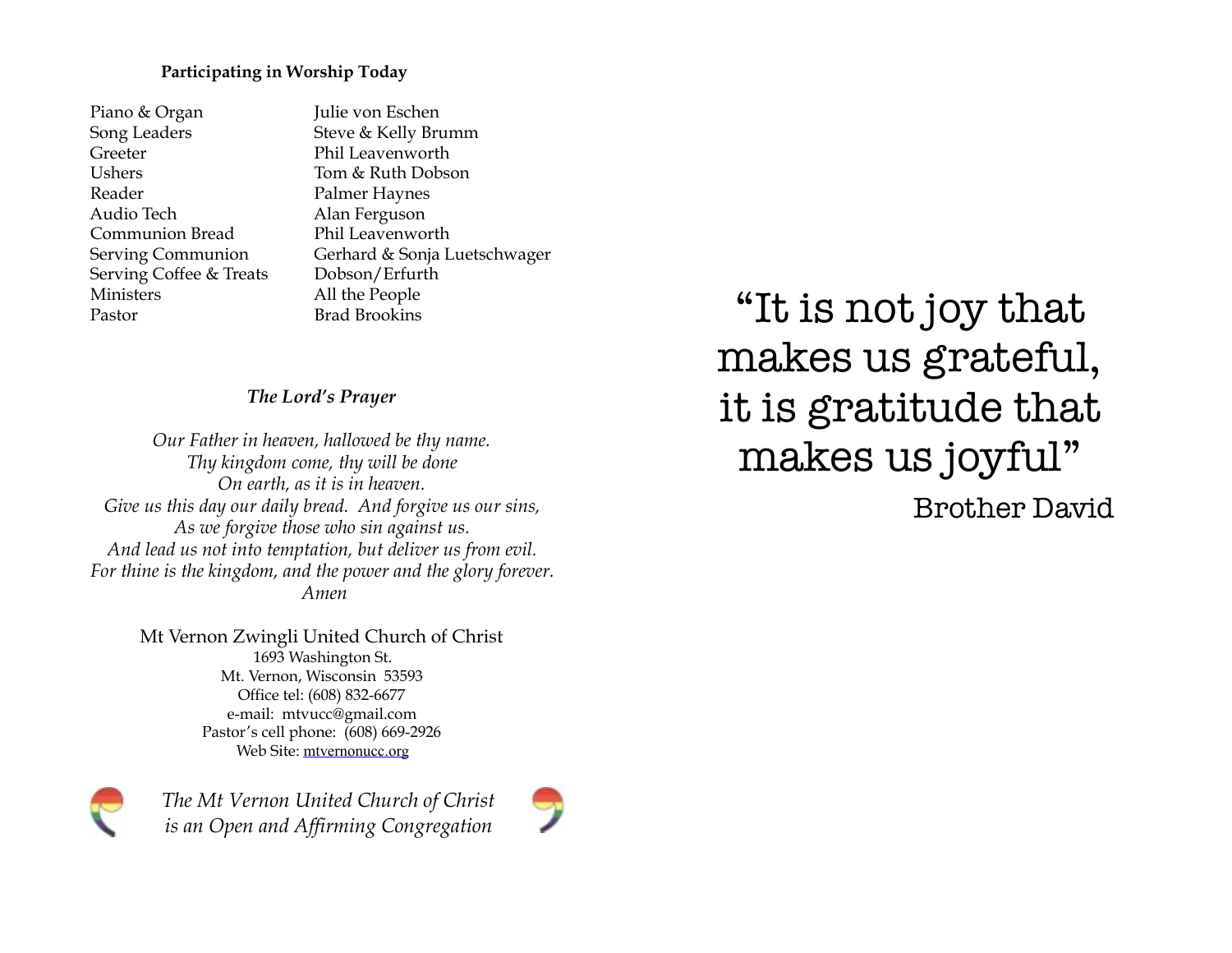**Participating in Worship Today**

| | |
|---|---|
| Piano & Organ | Julie von Eschen |
| Song Leaders | Steve & Kelly Brumm |
| Greeter | Phil Leavenworth |
| Ushers | Tom & Ruth Dobson |
| Reader | Palmer Haynes |
| Audio Tech | Alan Ferguson |
| Communion Bread | Phil Leavenworth |
| Serving Communion | Gerhard & Sonja Luetschwager |
| Serving Coffee & Treats | Dobson/Erfurth |
| Ministers | All the People |
| Pastor | Brad Brookins |

***The Lord's Prayer***

*Our Father in heaven, hallowed be thy name.*
*Thy kingdom come, thy will be done*
*On earth, as it is in heaven.*
*Give us this day our daily bread. And forgive us our sins,*
*As we forgive those who sin against us.*
*And lead us not into temptation, but deliver us from evil.*
*For thine is the kingdom, and the power and the glory forever.*
*Amen*

Mt Vernon Zwingli United Church of Christ
1693 Washington St.
Mt. Vernon, Wisconsin 53593
Office tel: (608) 832-6677
e-mail: mtvucc@gmail.com
Pastor's cell phone: (608) 669-2926
Web Site: mtvernonucc.org

*The Mt Vernon United Church of Christ is an Open and Affirming Congregation*

"It is not joy that makes us grateful, it is gratitude that makes us joyful"

Brother David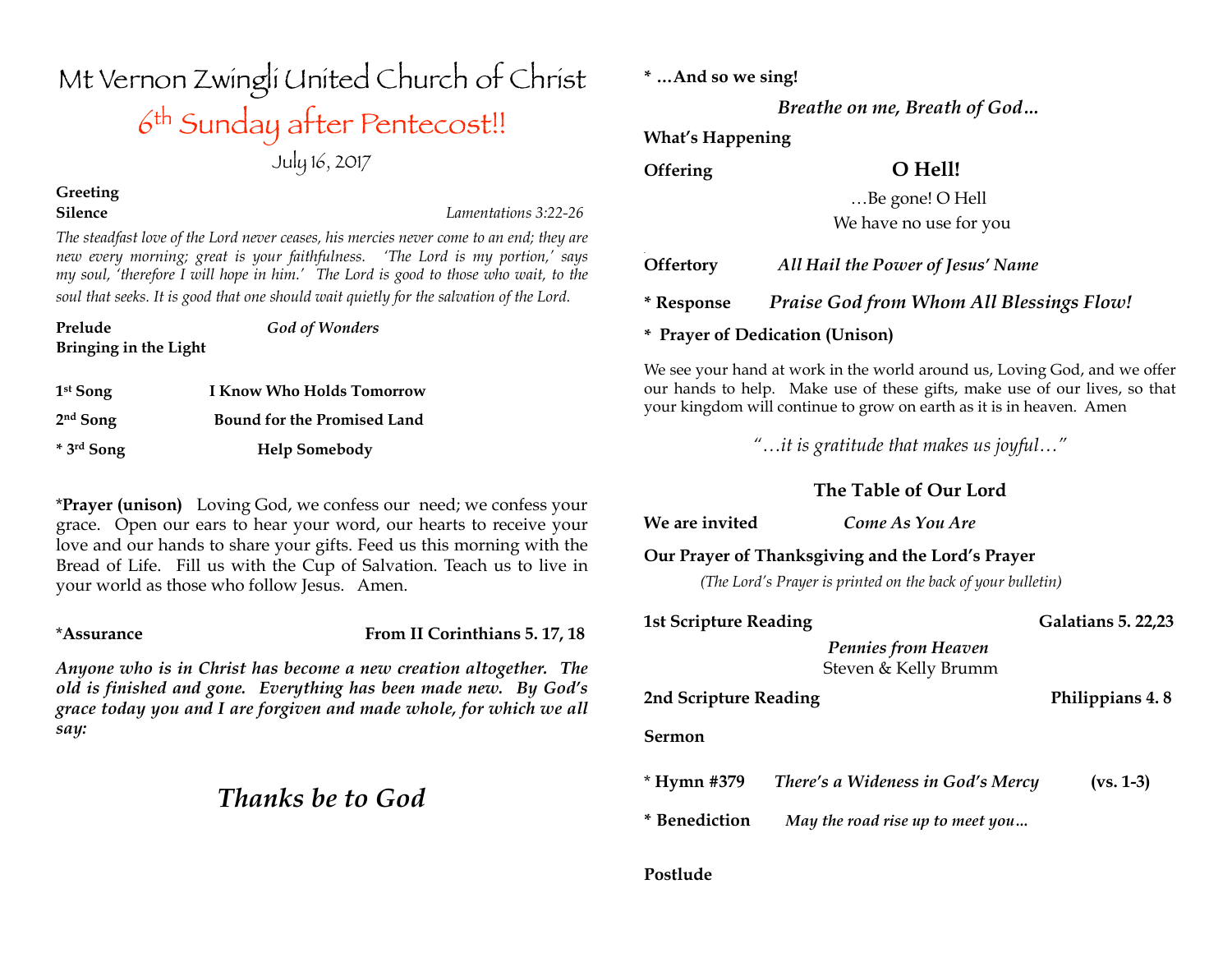# Mt Vernon Zwingli United Church of Christ

## 6th Sunday after Pentecost!!

July 16, 2017

**Greeting**

**Silence** *Lamentations 3:22-26*

*The steadfast love of the Lord never ceases, his mercies never come to an end; they are new every morning; great is your faithfulness. 'The Lord is my portion,' says my soul, 'therefore I will hope in him.' The Lord is good to those who wait, to the soul that seeks. It is good that one should wait quietly for the salvation of the Lord.*

**Prelude** *God of Wonders*

**Bringing in the Light**

**1st Song** **I Know Who Holds Tomorrow**

**2nd Song** **Bound for the Promised Land**

**\* 3rd Song** **Help Somebody**

\***Prayer (unison)** Loving God, we confess our need; we confess your grace. Open our ears to hear your word, our hearts to receive your love and our hands to share your gifts. Feed us this morning with the Bread of Life. Fill us with the Cup of Salvation. Teach us to live in your world as those who follow Jesus. Amen.

\***Assurance** **From II Corinthians 5. 17, 18**

***Anyone who is in Christ has become a new creation altogether. The old is finished and gone. Everything has been made new. By God's grace today you and I are forgiven and made whole, for which we all say:***

***Thanks be to God***

**\* …And so we sing!**

***Breathe on me, Breath of God…***

**What's Happening**

**Offering** **O Hell!**

…Be gone! O Hell

We have no use for you

**Offertory** ***All Hail the Power of Jesus' Name***

**\* Response** ***Praise God from Whom All Blessings Flow!***

**\* Prayer of Dedication (Unison)**

We see your hand at work in the world around us, Loving God, and we offer our hands to help. Make use of these gifts, make use of our lives, so that your kingdom will continue to grow on earth as it is in heaven. Amen

*"…it is gratitude that makes us joyful…"*

**The Table of Our Lord**

**We are invited** ***Come As You Are***

**Our Prayer of Thanksgiving and the Lord's Prayer**

*(The Lord's Prayer is printed on the back of your bulletin)*

**1st Scripture Reading** **Galatians 5. 22,23**

***Pennies from Heaven***
Steven & Kelly Brumm

**2nd Scripture Reading** **Philippians 4. 8**

**Sermon**

**\* Hymn #379** ***There's a Wideness in God's Mercy*** **(vs. 1-3)**

**\* Benediction** ***May the road rise up to meet you…***

**Postlude**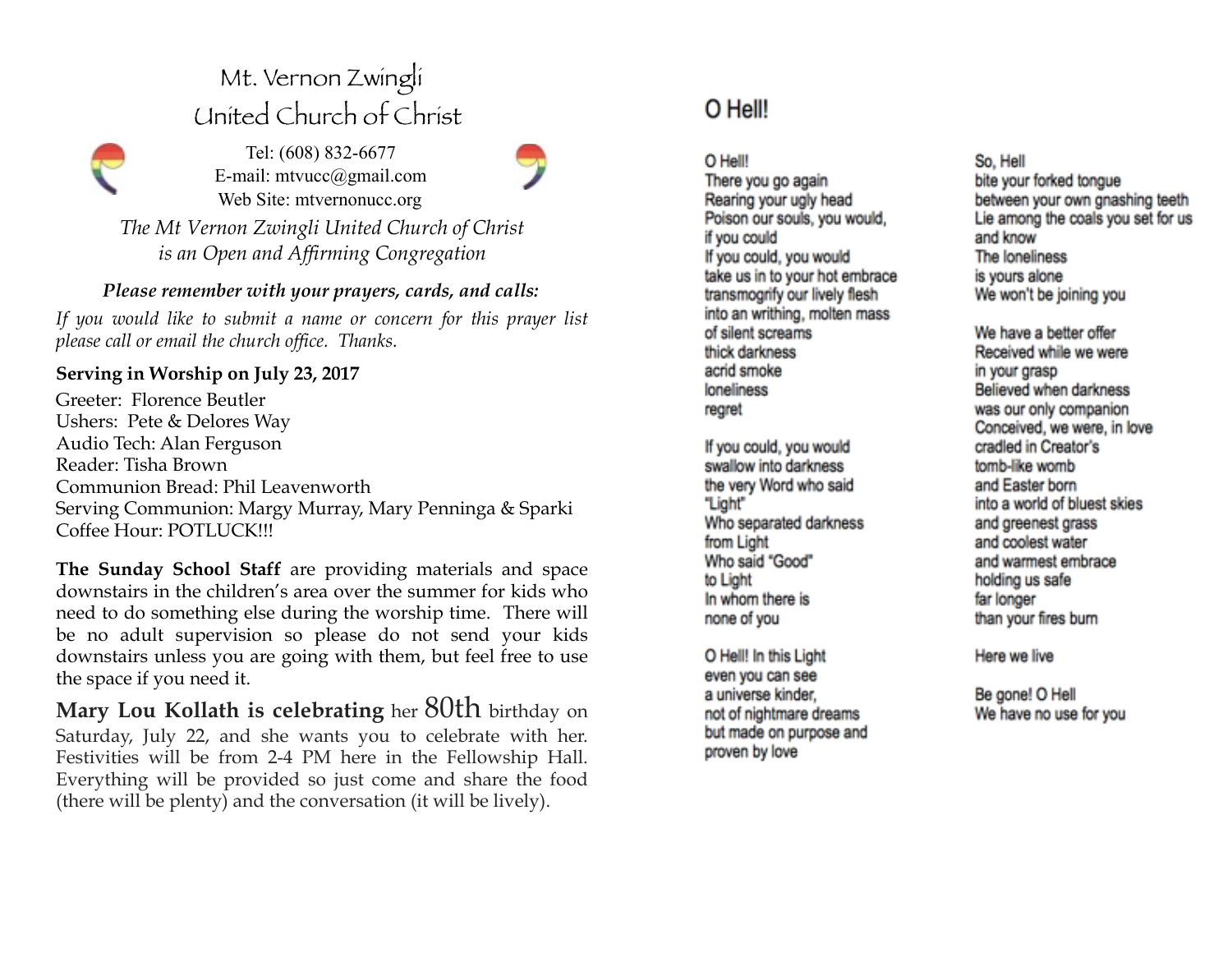# Mt. Vernon Zwingli United Church of Christ

Tel: (608) 832-6677
E-mail: mtvucc@gmail.com
Web Site: mtvernonucc.org

*The Mt Vernon Zwingli United Church of Christ is an Open and Affirming Congregation*

***Please remember with your prayers, cards, and calls:***

*If you would like to submit a name or concern for this prayer list please call or email the church office. Thanks.*

**Serving in Worship on July 23, 2017**

Greeter: Florence Beutler
Ushers: Pete & Delores Way
Audio Tech: Alan Ferguson
Reader: Tisha Brown
Communion Bread: Phil Leavenworth
Serving Communion: Margy Murray, Mary Penninga & Sparki
Coffee Hour: POTLUCK!!!

**The Sunday School Staff** are providing materials and space downstairs in the children's area over the summer for kids who need to do something else during the worship time. There will be no adult supervision so please do not send your kids downstairs unless you are going with them, but feel free to use the space if you need it.

**Mary Lou Kollath is celebrating** her 80th birthday on Saturday, July 22, and she wants you to celebrate with her. Festivities will be from 2-4 PM here in the Fellowship Hall. Everything will be provided so just come and share the food (there will be plenty) and the conversation (it will be lively).

## O Hell!

O Hell!
There you go again
Rearing your ugly head
Poison our souls, you would,
if you could
If you could, you would
take us in to your hot embrace
transmogrify our lively flesh
into an writhing, molten mass
of silent screams
thick darkness
acrid smoke
loneliness
regret

If you could, you would
swallow into darkness
the very Word who said
"Light"
Who separated darkness
from Light
Who said "Good"
to Light
In whom there is
none of you

O Hell! In this Light
even you can see
a universe kinder,
not of nightmare dreams
but made on purpose and
proven by love

So, Hell
bite your forked tongue
between your own gnashing teeth
Lie among the coals you set for us
and know
The loneliness
is yours alone
We won't be joining you

We have a better offer
Received while we were
in your grasp
Believed when darkness
was our only companion
Conceived, we were, in love
cradled in Creator's
tomb-like womb
and Easter born
into a world of bluest skies
and greenest grass
and coolest water
and warmest embrace
holding us safe
far longer
than your fires burn

Here we live

Be gone! O Hell
We have no use for you